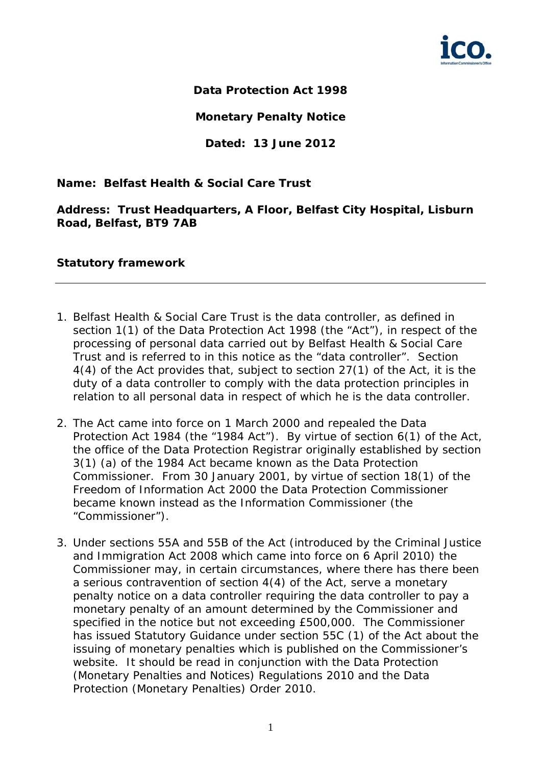**Data Protection Act 1998**

**Monetary Penalty Notice**

**Dated: 13 June 2012**

**Name: Belfast Health & Social Care Trust**

**Address: Trust Headquarters, A Floor, Belfast City Hospital, Lisburn Road, Belfast, BT9 7AB**

**Statutory framework**

---

1. Belfast Health & Social Care Trust is the data controller, as defined in section 1(1) of the Data Protection Act 1998 (the "Act"), in respect of the processing of personal data carried out by Belfast Health & Social Care Trust and is referred to in this notice as the "data controller". Section 4(4) of the Act provides that, subject to section 27(1) of the Act, it is the duty of a data controller to comply with the data protection principles in relation to all personal data in respect of which he is the data controller.

2. The Act came into force on 1 March 2000 and repealed the Data Protection Act 1984 (the "1984 Act"). By virtue of section 6(1) of the Act, the office of the Data Protection Registrar originally established by section 3(1) (a) of the 1984 Act became known as the Data Protection Commissioner. From 30 January 2001, by virtue of section 18(1) of the Freedom of Information Act 2000 the Data Protection Commissioner became known instead as the Information Commissioner (the "Commissioner").

3. Under sections 55A and 55B of the Act (introduced by the Criminal Justice and Immigration Act 2008 which came into force on 6 April 2010) the Commissioner may, in certain circumstances, where there has there been a serious contravention of section 4(4) of the Act, serve a monetary penalty notice on a data controller requiring the data controller to pay a monetary penalty of an amount determined by the Commissioner and specified in the notice but not exceeding £500,000. The Commissioner has issued Statutory Guidance under section 55C (1) of the Act about the issuing of monetary penalties which is published on the Commissioner's website. It should be read in conjunction with the Data Protection (Monetary Penalties and Notices) Regulations 2010 and the Data Protection (Monetary Penalties) Order 2010.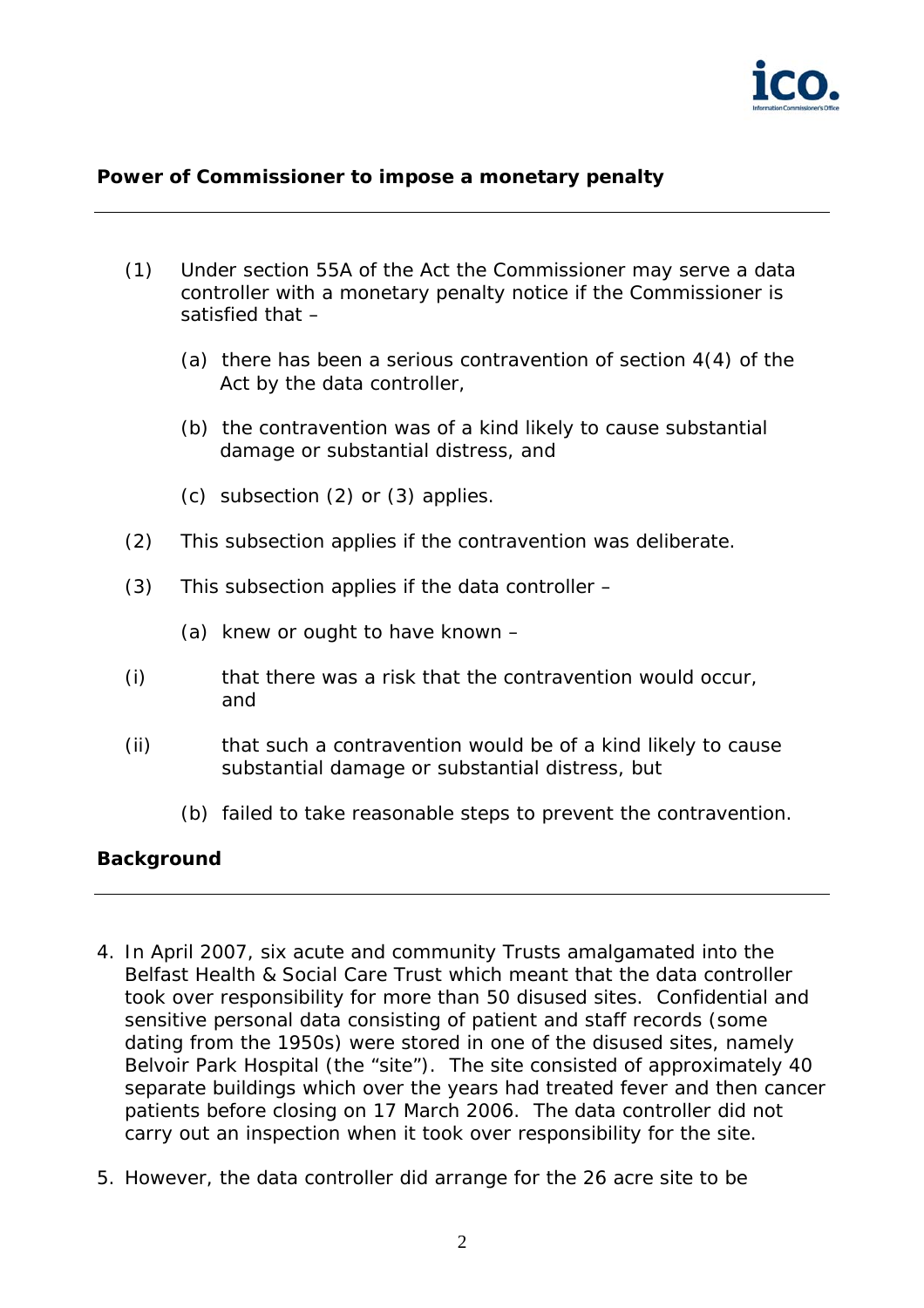## Power of Commissioner to impose a monetary penalty

(1) Under section 55A of the Act the Commissioner may serve a data controller with a monetary penalty notice if the Commissioner is satisfied that –

(a) there has been a serious contravention of section 4(4) of the Act by the data controller,

(b) the contravention was of a kind likely to cause substantial damage or substantial distress, and

(c) subsection (2) or (3) applies.

(2) This subsection applies if the contravention was deliberate.

(3) This subsection applies if the data controller –

(a) knew or ought to have known –

(i) that there was a risk that the contravention would occur, and

(ii) that such a contravention would be of a kind likely to cause substantial damage or substantial distress, but

(b) failed to take reasonable steps to prevent the contravention.

## Background

4. In April 2007, six acute and community Trusts amalgamated into the Belfast Health & Social Care Trust which meant that the data controller took over responsibility for more than 50 disused sites. Confidential and sensitive personal data consisting of patient and staff records (some dating from the 1950s) were stored in one of the disused sites, namely Belvoir Park Hospital (the "site"). The site consisted of approximately 40 separate buildings which over the years had treated fever and then cancer patients before closing on 17 March 2006. The data controller did not carry out an inspection when it took over responsibility for the site.

5. However, the data controller did arrange for the 26 acre site to be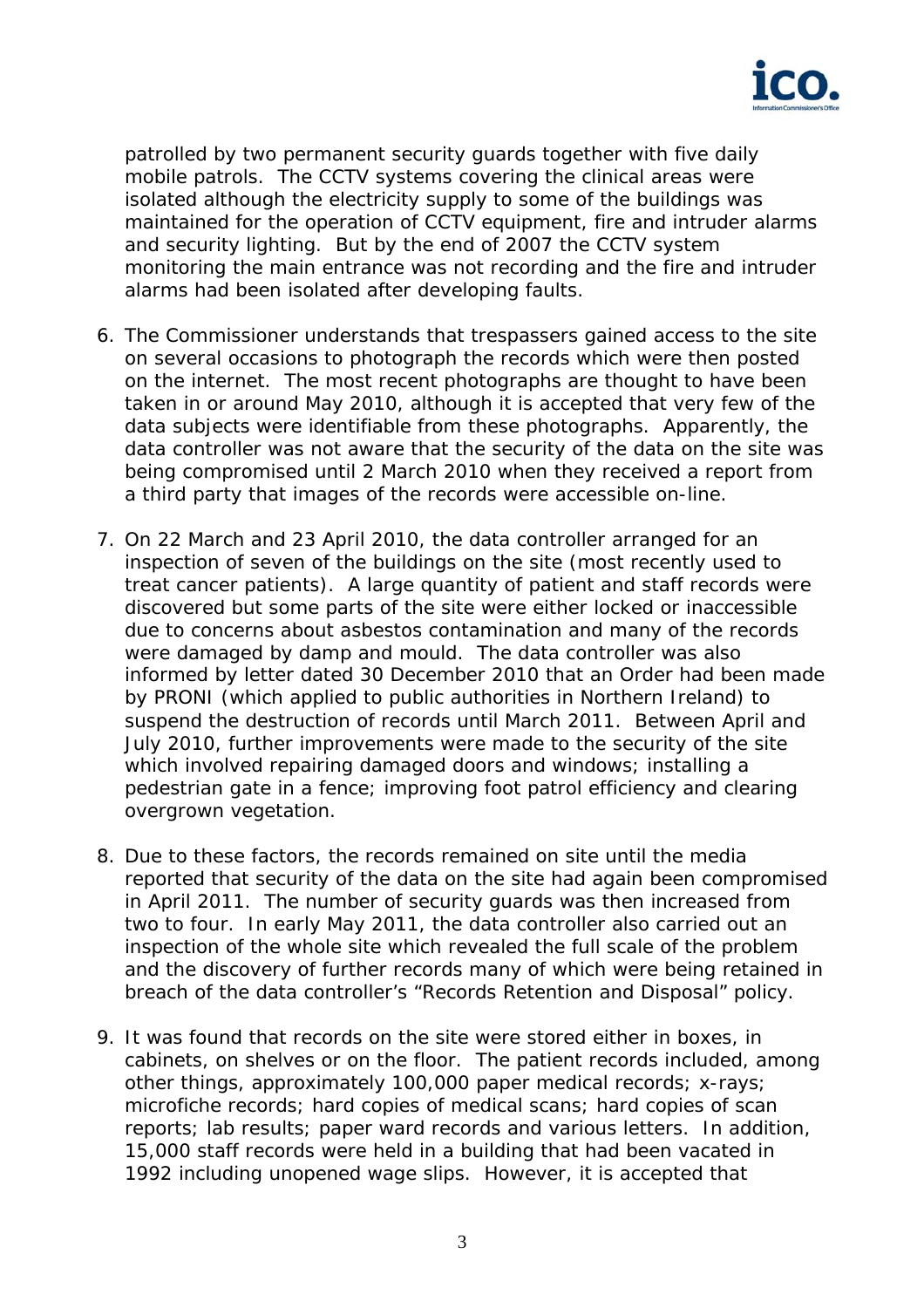patrolled by two permanent security guards together with five daily mobile patrols. The CCTV systems covering the clinical areas were isolated although the electricity supply to some of the buildings was maintained for the operation of CCTV equipment, fire and intruder alarms and security lighting. But by the end of 2007 the CCTV system monitoring the main entrance was not recording and the fire and intruder alarms had been isolated after developing faults.

6. The Commissioner understands that trespassers gained access to the site on several occasions to photograph the records which were then posted on the internet. The most recent photographs are thought to have been taken in or around May 2010, although it is accepted that very few of the data subjects were identifiable from these photographs. Apparently, the data controller was not aware that the security of the data on the site was being compromised until 2 March 2010 when they received a report from a third party that images of the records were accessible on-line.

7. On 22 March and 23 April 2010, the data controller arranged for an inspection of seven of the buildings on the site (most recently used to treat cancer patients). A large quantity of patient and staff records were discovered but some parts of the site were either locked or inaccessible due to concerns about asbestos contamination and many of the records were damaged by damp and mould. The data controller was also informed by letter dated 30 December 2010 that an Order had been made by PRONI (which applied to public authorities in Northern Ireland) to suspend the destruction of records until March 2011. Between April and July 2010, further improvements were made to the security of the site which involved repairing damaged doors and windows; installing a pedestrian gate in a fence; improving foot patrol efficiency and clearing overgrown vegetation.

8. Due to these factors, the records remained on site until the media reported that security of the data on the site had again been compromised in April 2011. The number of security guards was then increased from two to four. In early May 2011, the data controller also carried out an inspection of the whole site which revealed the full scale of the problem and the discovery of further records many of which were being retained in breach of the data controller's "Records Retention and Disposal" policy.

9. It was found that records on the site were stored either in boxes, in cabinets, on shelves or on the floor. The patient records included, among other things, approximately 100,000 paper medical records; x-rays; microfiche records; hard copies of medical scans; hard copies of scan reports; lab results; paper ward records and various letters. In addition, 15,000 staff records were held in a building that had been vacated in 1992 including unopened wage slips. However, it is accepted that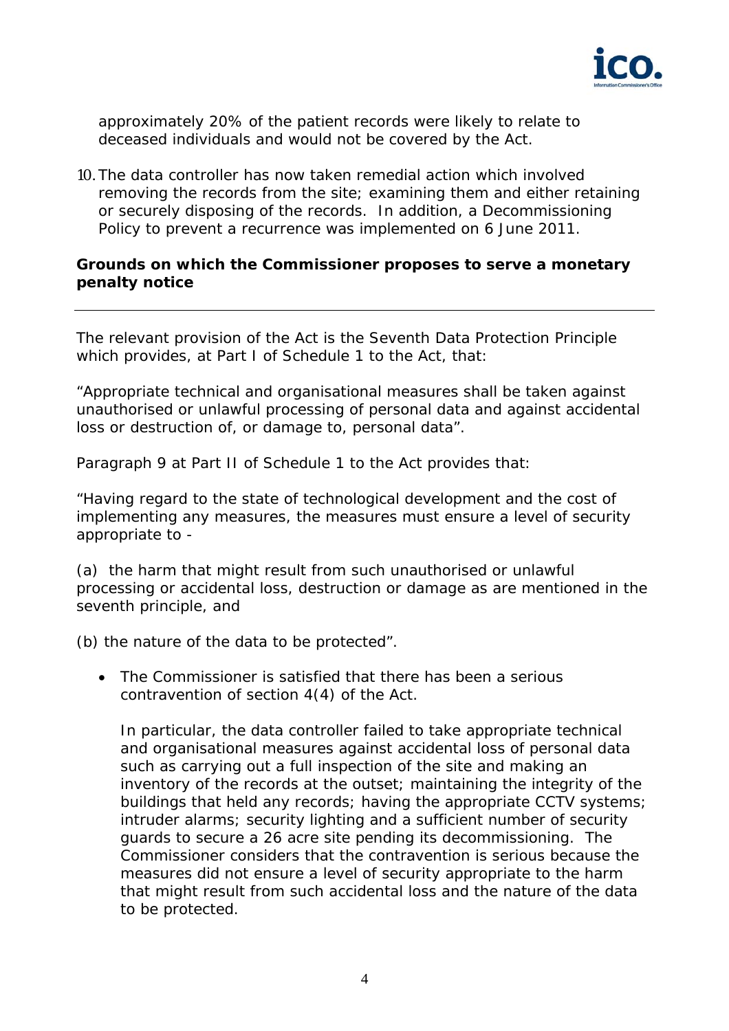approximately 20% of the patient records were likely to relate to deceased individuals and would not be covered by the Act.

10. The data controller has now taken remedial action which involved removing the records from the site; examining them and either retaining or securely disposing of the records. In addition, a Decommissioning Policy to prevent a recurrence was implemented on 6 June 2011.

**Grounds on which the Commissioner proposes to serve a monetary penalty notice**

---

The relevant provision of the Act is the Seventh Data Protection Principle which provides, at Part I of Schedule 1 to the Act, that:

"Appropriate technical and organisational measures shall be taken against unauthorised or unlawful processing of personal data and against accidental loss or destruction of, or damage to, personal data".

Paragraph 9 at Part II of Schedule 1 to the Act provides that:

"Having regard to the state of technological development and the cost of implementing any measures, the measures must ensure a level of security appropriate to -

(a) the harm that might result from such unauthorised or unlawful processing or accidental loss, destruction or damage as are mentioned in the seventh principle, and

(b) the nature of the data to be protected".

- The Commissioner is satisfied that there has been a serious contravention of section 4(4) of the Act.

  In particular, the data controller failed to take appropriate technical and organisational measures against accidental loss of personal data such as carrying out a full inspection of the site and making an inventory of the records at the outset; maintaining the integrity of the buildings that held any records; having the appropriate CCTV systems; intruder alarms; security lighting and a sufficient number of security guards to secure a 26 acre site pending its decommissioning. The Commissioner considers that the contravention is serious because the measures did not ensure a level of security appropriate to the harm that might result from such accidental loss and the nature of the data to be protected.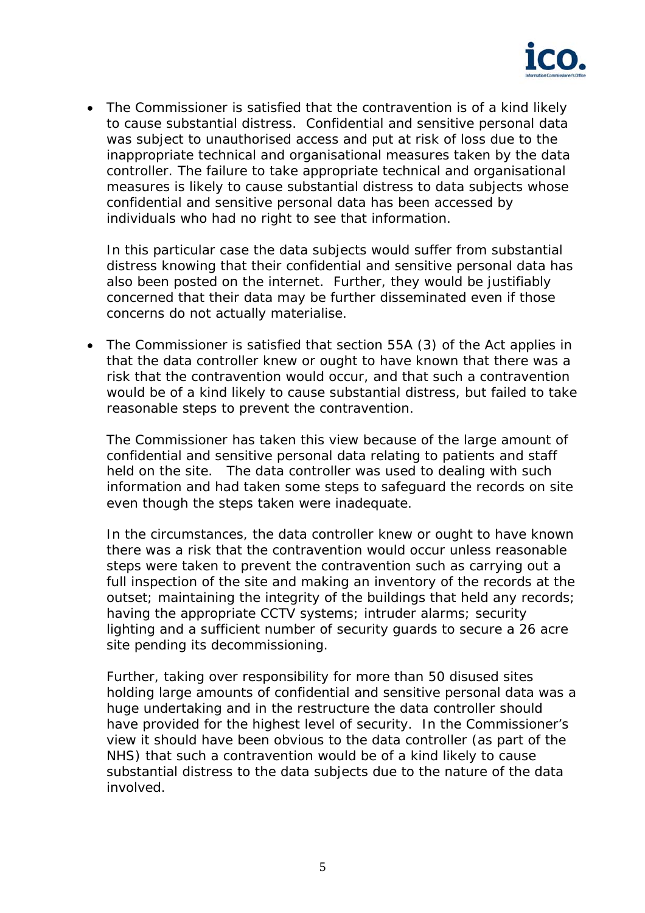- The Commissioner is satisfied that the contravention is of a kind likely to cause substantial distress. Confidential and sensitive personal data was subject to unauthorised access and put at risk of loss due to the inappropriate technical and organisational measures taken by the data controller. The failure to take appropriate technical and organisational measures is likely to cause substantial distress to data subjects whose confidential and sensitive personal data has been accessed by individuals who had no right to see that information.

  In this particular case the data subjects would suffer from substantial distress knowing that their confidential and sensitive personal data has also been posted on the internet. Further, they would be justifiably concerned that their data may be further disseminated even if those concerns do not actually materialise.

- The Commissioner is satisfied that section 55A (3) of the Act applies in that the data controller knew or ought to have known that there was a risk that the contravention would occur, and that such a contravention would be of a kind likely to cause substantial distress, but failed to take reasonable steps to prevent the contravention.

  The Commissioner has taken this view because of the large amount of confidential and sensitive personal data relating to patients and staff held on the site. The data controller was used to dealing with such information and had taken some steps to safeguard the records on site even though the steps taken were inadequate.

  In the circumstances, the data controller knew or ought to have known there was a risk that the contravention would occur unless reasonable steps were taken to prevent the contravention such as carrying out a full inspection of the site and making an inventory of the records at the outset; maintaining the integrity of the buildings that held any records; having the appropriate CCTV systems; intruder alarms; security lighting and a sufficient number of security guards to secure a 26 acre site pending its decommissioning.

  Further, taking over responsibility for more than 50 disused sites holding large amounts of confidential and sensitive personal data was a huge undertaking and in the restructure the data controller should have provided for the highest level of security. In the Commissioner's view it should have been obvious to the data controller (as part of the NHS) that such a contravention would be of a kind likely to cause substantial distress to the data subjects due to the nature of the data involved.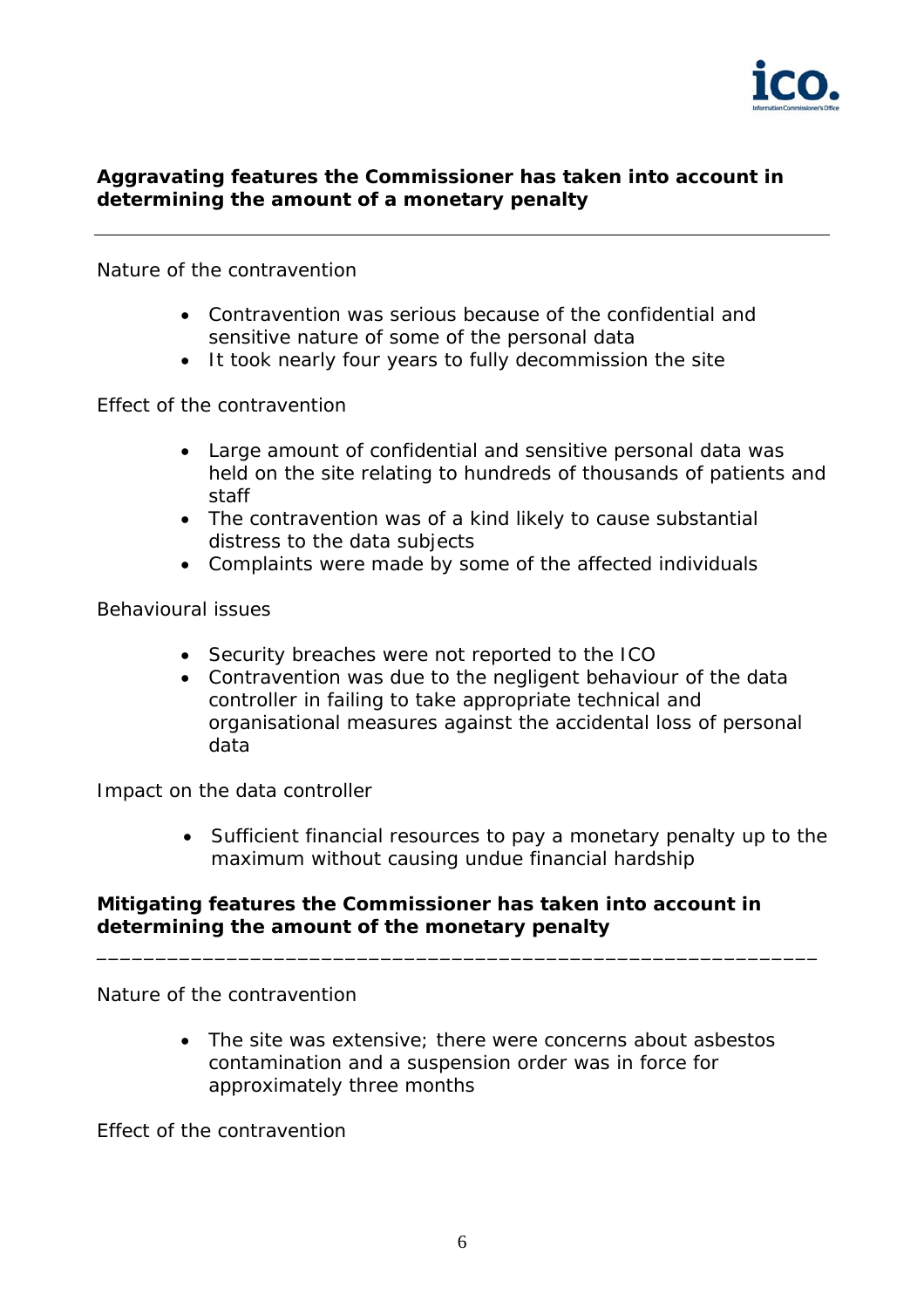**Aggravating features the Commissioner has taken into account in determining the amount of a monetary penalty**

---

Nature of the contravention

- Contravention was serious because of the confidential and sensitive nature of some of the personal data
- It took nearly four years to fully decommission the site

Effect of the contravention

- Large amount of confidential and sensitive personal data was held on the site relating to hundreds of thousands of patients and staff
- The contravention was of a kind likely to cause substantial distress to the data subjects
- Complaints were made by some of the affected individuals

Behavioural issues

- Security breaches were not reported to the ICO
- Contravention was due to the negligent behaviour of the data controller in failing to take appropriate technical and organisational measures against the accidental loss of personal data

Impact on the data controller

- Sufficient financial resources to pay a monetary penalty up to the maximum without causing undue financial hardship

**Mitigating features the Commissioner has taken into account in determining the amount of the monetary penalty**

---

Nature of the contravention

- The site was extensive; there were concerns about asbestos contamination and a suspension order was in force for approximately three months

Effect of the contravention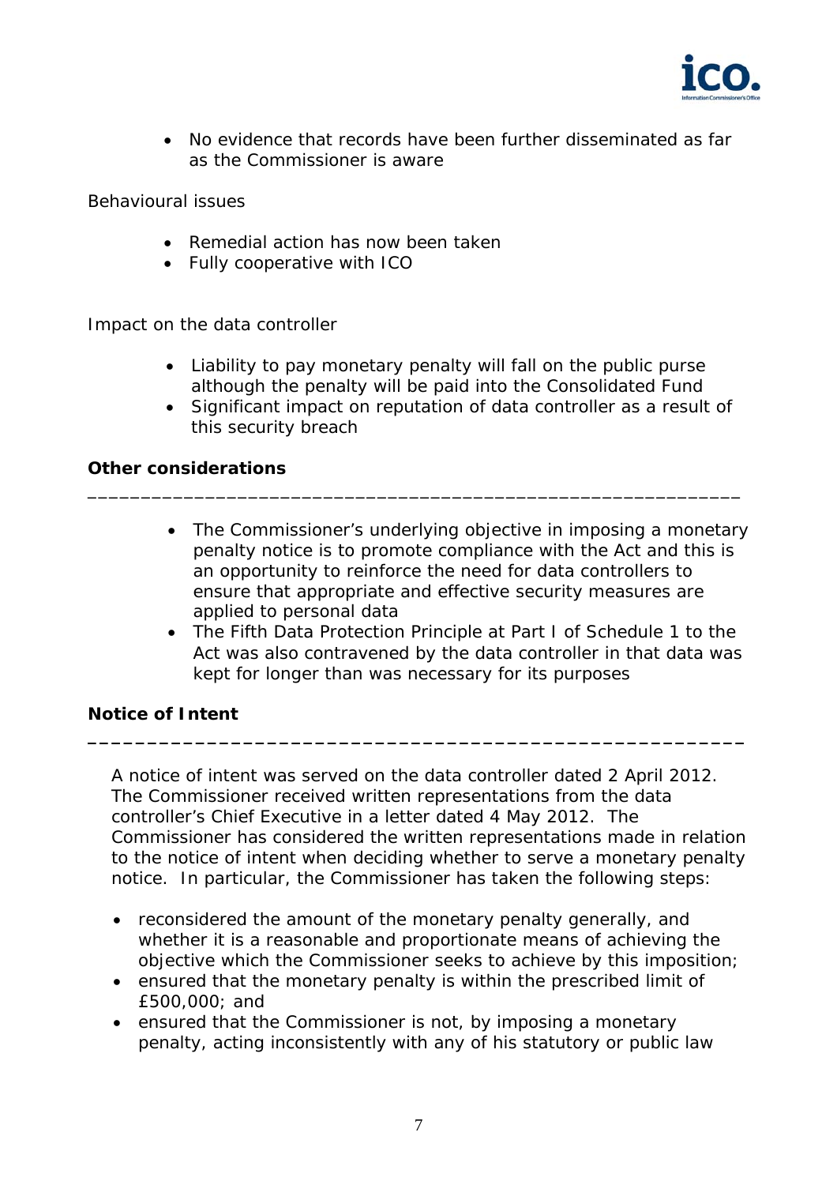- No evidence that records have been further disseminated as far as the Commissioner is aware

Behavioural issues

- Remedial action has now been taken
- Fully cooperative with ICO

Impact on the data controller

- Liability to pay monetary penalty will fall on the public purse although the penalty will be paid into the Consolidated Fund
- Significant impact on reputation of data controller as a result of this security breach

**Other considerations**

---

- The Commissioner's underlying objective in imposing a monetary penalty notice is to promote compliance with the Act and this is an opportunity to reinforce the need for data controllers to ensure that appropriate and effective security measures are applied to personal data
- The Fifth Data Protection Principle at Part I of Schedule 1 to the Act was also contravened by the data controller in that data was kept for longer than was necessary for its purposes

**Notice of Intent**

---

A notice of intent was served on the data controller dated 2 April 2012. The Commissioner received written representations from the data controller's Chief Executive in a letter dated 4 May 2012. The Commissioner has considered the written representations made in relation to the notice of intent when deciding whether to serve a monetary penalty notice. In particular, the Commissioner has taken the following steps:

- reconsidered the amount of the monetary penalty generally, and whether it is a reasonable and proportionate means of achieving the objective which the Commissioner seeks to achieve by this imposition;
- ensured that the monetary penalty is within the prescribed limit of £500,000; and
- ensured that the Commissioner is not, by imposing a monetary penalty, acting inconsistently with any of his statutory or public law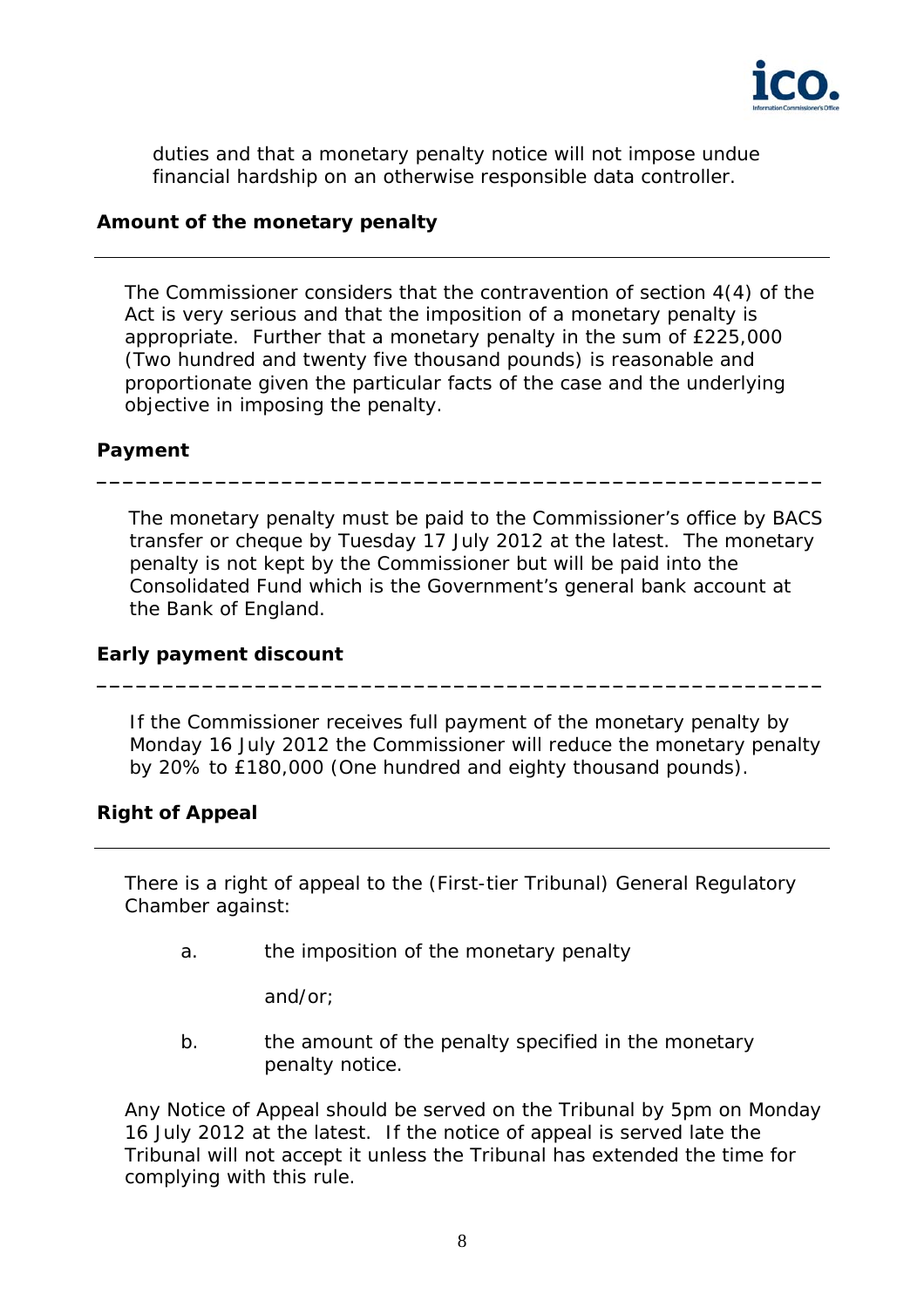duties and that a monetary penalty notice will not impose undue financial hardship on an otherwise responsible data controller.

**Amount of the monetary penalty**

---

The Commissioner considers that the contravention of section 4(4) of the Act is very serious and that the imposition of a monetary penalty is appropriate. Further that a monetary penalty in the sum of £225,000 (Two hundred and twenty five thousand pounds) is reasonable and proportionate given the particular facts of the case and the underlying objective in imposing the penalty.

**Payment**

---

The monetary penalty must be paid to the Commissioner's office by BACS transfer or cheque by Tuesday 17 July 2012 at the latest. The monetary penalty is not kept by the Commissioner but will be paid into the Consolidated Fund which is the Government's general bank account at the Bank of England.

**Early payment discount**

---

If the Commissioner receives full payment of the monetary penalty by Monday 16 July 2012 the Commissioner will reduce the monetary penalty by 20% to £180,000 (One hundred and eighty thousand pounds).

**Right of Appeal**

---

There is a right of appeal to the (First-tier Tribunal) General Regulatory Chamber against:

a. the imposition of the monetary penalty

   and/or;

b. the amount of the penalty specified in the monetary penalty notice.

Any Notice of Appeal should be served on the Tribunal by 5pm on Monday 16 July 2012 at the latest. If the notice of appeal is served late the Tribunal will not accept it unless the Tribunal has extended the time for complying with this rule.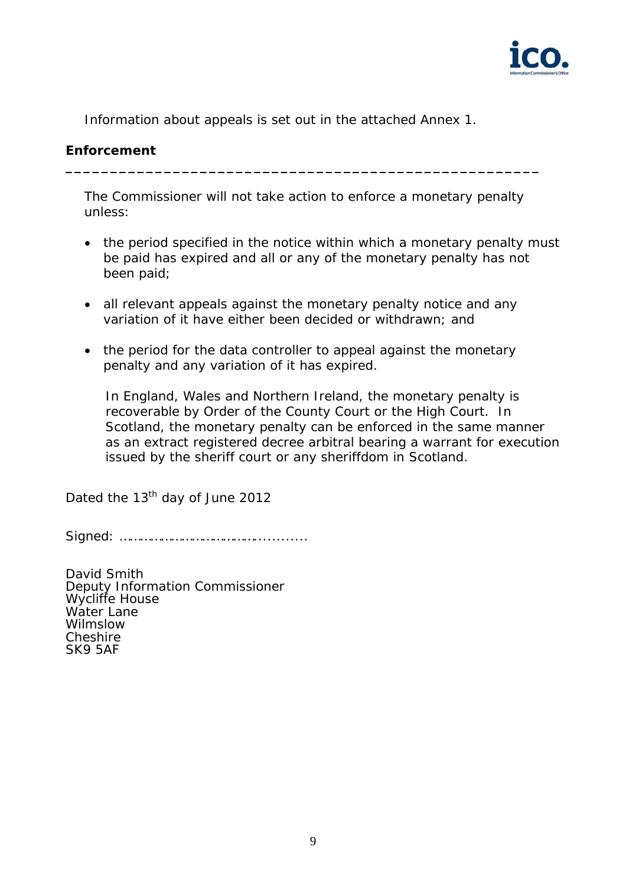Information about appeals is set out in the attached Annex 1.

**Enforcement**

---

The Commissioner will not take action to enforce a monetary penalty unless:

- the period specified in the notice within which a monetary penalty must be paid has expired and all or any of the monetary penalty has not been paid;
- all relevant appeals against the monetary penalty notice and any variation of it have either been decided or withdrawn; and
- the period for the data controller to appeal against the monetary penalty and any variation of it has expired.

In England, Wales and Northern Ireland, the monetary penalty is recoverable by Order of the County Court or the High Court. In Scotland, the monetary penalty can be enforced in the same manner as an extract registered decree arbitral bearing a warrant for execution issued by the sheriff court or any sheriffdom in Scotland.

Dated the 13th day of June 2012

Signed: ……………………………………...........

David Smith  
Deputy Information Commissioner  
Wycliffe House  
Water Lane  
Wilmslow  
Cheshire  
SK9 5AF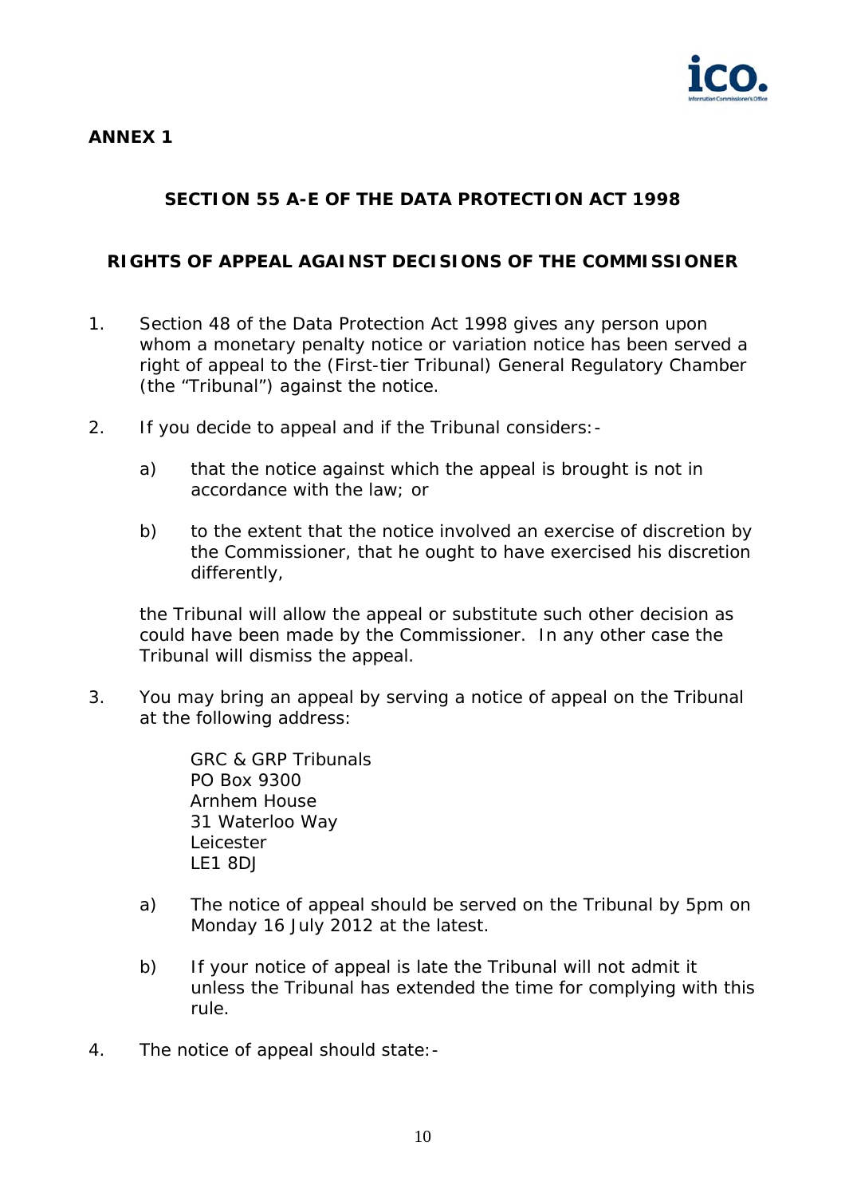**ANNEX 1**

## SECTION 55 A-E OF THE DATA PROTECTION ACT 1998

## RIGHTS OF APPEAL AGAINST DECISIONS OF THE COMMISSIONER

1. Section 48 of the Data Protection Act 1998 gives any person upon whom a monetary penalty notice or variation notice has been served a right of appeal to the (First-tier Tribunal) General Regulatory Chamber (the "Tribunal") against the notice.

2. If you decide to appeal and if the Tribunal considers:-

   a) that the notice against which the appeal is brought is not in accordance with the law; or

   b) to the extent that the notice involved an exercise of discretion by the Commissioner, that he ought to have exercised his discretion differently,

   the Tribunal will allow the appeal or substitute such other decision as could have been made by the Commissioner. In any other case the Tribunal will dismiss the appeal.

3. You may bring an appeal by serving a notice of appeal on the Tribunal at the following address:

   GRC & GRP Tribunals
   PO Box 9300
   Arnhem House
   31 Waterloo Way
   Leicester
   LE1 8DJ

   a) The notice of appeal should be served on the Tribunal by 5pm on Monday 16 July 2012 at the latest.

   b) If your notice of appeal is late the Tribunal will not admit it unless the Tribunal has extended the time for complying with this rule.

4. The notice of appeal should state:-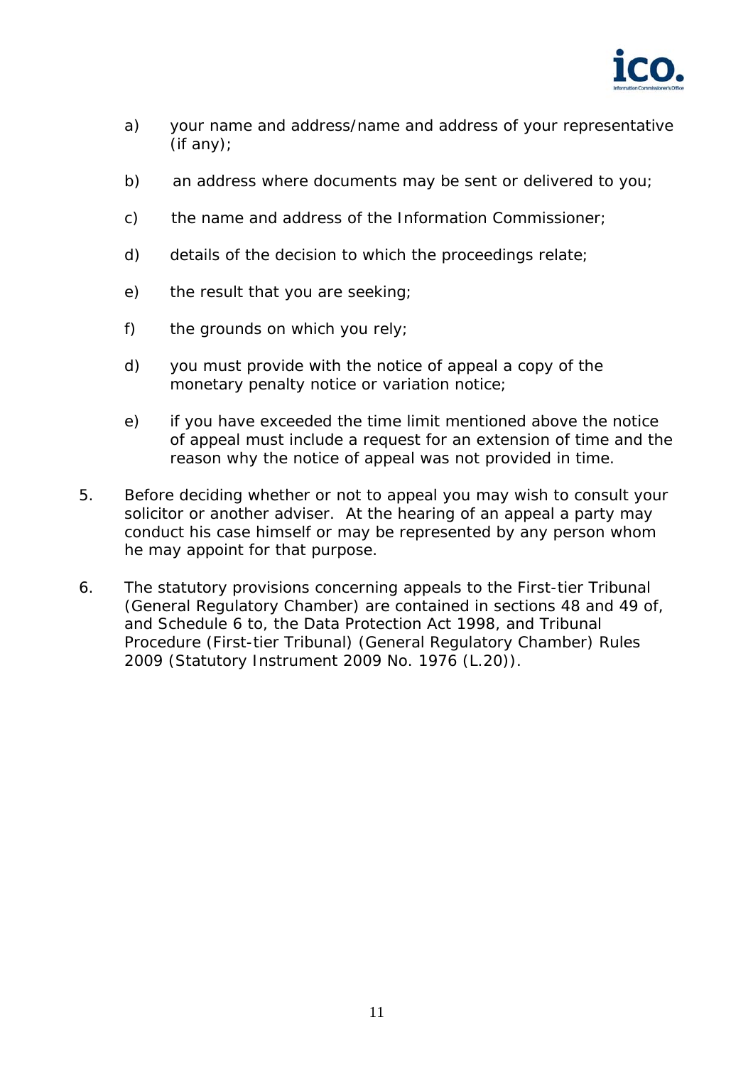a) your name and address/name and address of your representative (if any);

b) an address where documents may be sent or delivered to you;

c) the name and address of the Information Commissioner;

d) details of the decision to which the proceedings relate;

e) the result that you are seeking;

f) the grounds on which you rely;

d) you must provide with the notice of appeal a copy of the monetary penalty notice or variation notice;

e) if you have exceeded the time limit mentioned above the notice of appeal must include a request for an extension of time and the reason why the notice of appeal was not provided in time.

5. Before deciding whether or not to appeal you may wish to consult your solicitor or another adviser. At the hearing of an appeal a party may conduct his case himself or may be represented by any person whom he may appoint for that purpose.

6. The statutory provisions concerning appeals to the First-tier Tribunal (General Regulatory Chamber) are contained in sections 48 and 49 of, and Schedule 6 to, the Data Protection Act 1998, and Tribunal Procedure (First-tier Tribunal) (General Regulatory Chamber) Rules 2009 (Statutory Instrument 2009 No. 1976 (L.20)).